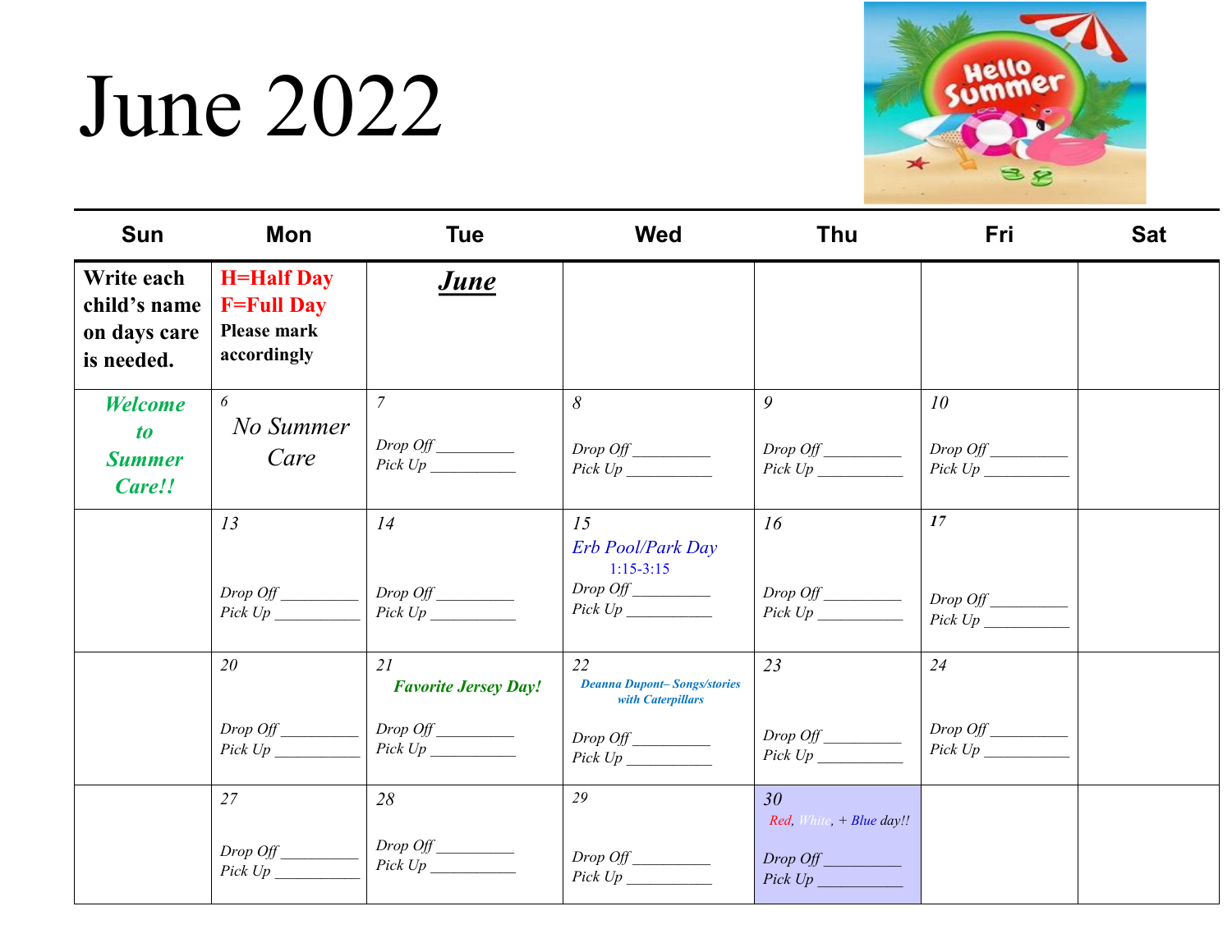# June 2022

| Sun | Mon | Tue | Wed | Thu | Fri | Sat |
|---|---|---|---|---|---|---|
| **Write each child's name on days care is needed.** | **H=Half Day** **F=Full Day** **Please mark accordingly** | ***June*** | | | | |
| ***Welcome to Summer Care!!*** | *6* No Summer Care | *7* *Drop Off* _________ *Pick Up* __________ | *8* *Drop Off* _________ *Pick Up* __________ | *9* *Drop Off* _________ *Pick Up* __________ | *10* *Drop Off* _________ *Pick Up* __________ | |
| | *13* *Drop Off* _________ *Pick Up* __________ | *14* *Drop Off* _________ *Pick Up* __________ | *15* *Erb Pool/Park Day* 1:15-3:15 *Drop Off* _________ *Pick Up* __________ | *16* *Drop Off* _________ *Pick Up* __________ | *17* *Drop Off* _________ *Pick Up* __________ | |
| | *20* *Drop Off* _________ *Pick Up* __________ | *21* ***Favorite Jersey Day!*** *Drop Off* _________ *Pick Up* __________ | *22* ***Deanna Dupont– Songs/stories with Caterpillars*** *Drop Off* _________ *Pick Up* __________ | *23* *Drop Off* _________ *Pick Up* __________ | *24* *Drop Off* _________ *Pick Up* __________ | |
| | *27* *Drop Off* _________ *Pick Up* __________ | *28* *Drop Off* _________ *Pick Up* __________ | *29* *Drop Off* _________ *Pick Up* __________ | *30* *Red, White, + Blue day!!* *Drop Off* _________ *Pick Up* __________ | | |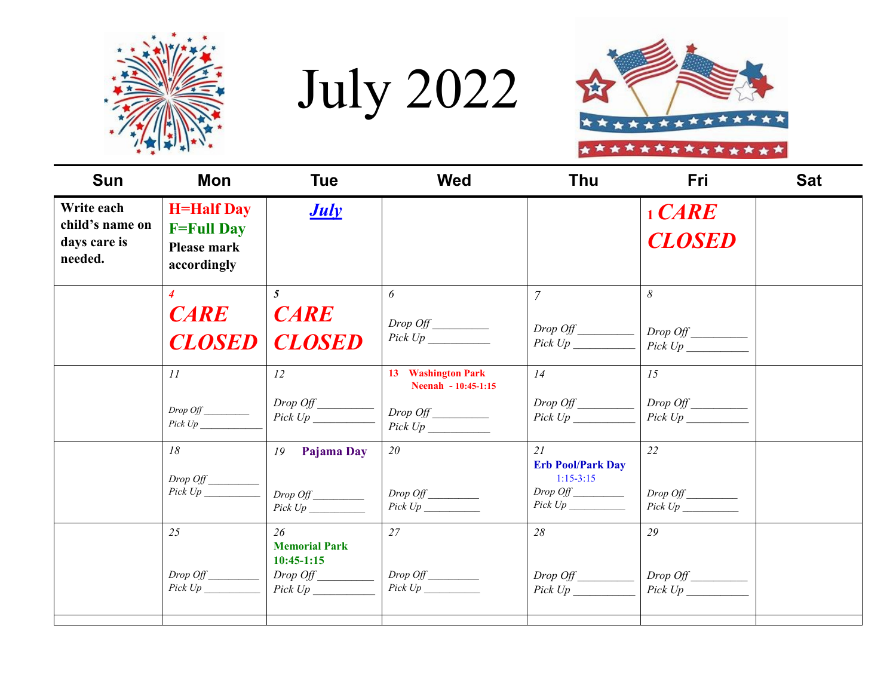# July 2022

| Sun | Mon | Tue | Wed | Thu | Fri | Sat |
|---|---|---|---|---|---|---|
| **Write each child's name on days care is needed.** | **H=Half Day** **F=Full Day** **Please mark accordingly** | ***July*** | | | 1 ***CARE CLOSED*** | |
| | *4* ***CARE CLOSED*** | *5* ***CARE CLOSED*** | *6* *Drop Off* __________ *Pick Up* ___________ | *7* *Drop Off* __________ *Pick Up* ___________ | *8* *Drop Off* __________ *Pick Up* ___________ | |
| | *11* *Drop Off* _________ *Pick Up* ____________ | *12* *Drop Off* __________ *Pick Up* ___________ | 13 **Washington Park Neenah - 10:45-1:15** *Drop Off* __________ *Pick Up* ___________ | *14* *Drop Off* __________ *Pick Up* ___________ | *15* *Drop Off* __________ *Pick Up* ___________ | |
| | *18* *Drop Off* _________ *Pick Up* __________ | *19* **Pajama Day** *Drop Off* _________ *Pick Up* __________ | *20* *Drop Off* _________ *Pick Up* __________ | *21* **Erb Pool/Park Day** 1:15-3:15 *Drop Off* _________ *Pick Up* __________ | *22* *Drop Off* _________ *Pick Up* __________ | |
| | *25* *Drop Off* _________ *Pick Up* __________ | *26* **Memorial Park 10:45-1:15** *Drop Off* __________ *Pick Up* ___________ | *27* *Drop Off* _________ *Pick Up* __________ | *28* *Drop Off* __________ *Pick Up* ___________ | *29* *Drop Off* __________ *Pick Up* ___________ | |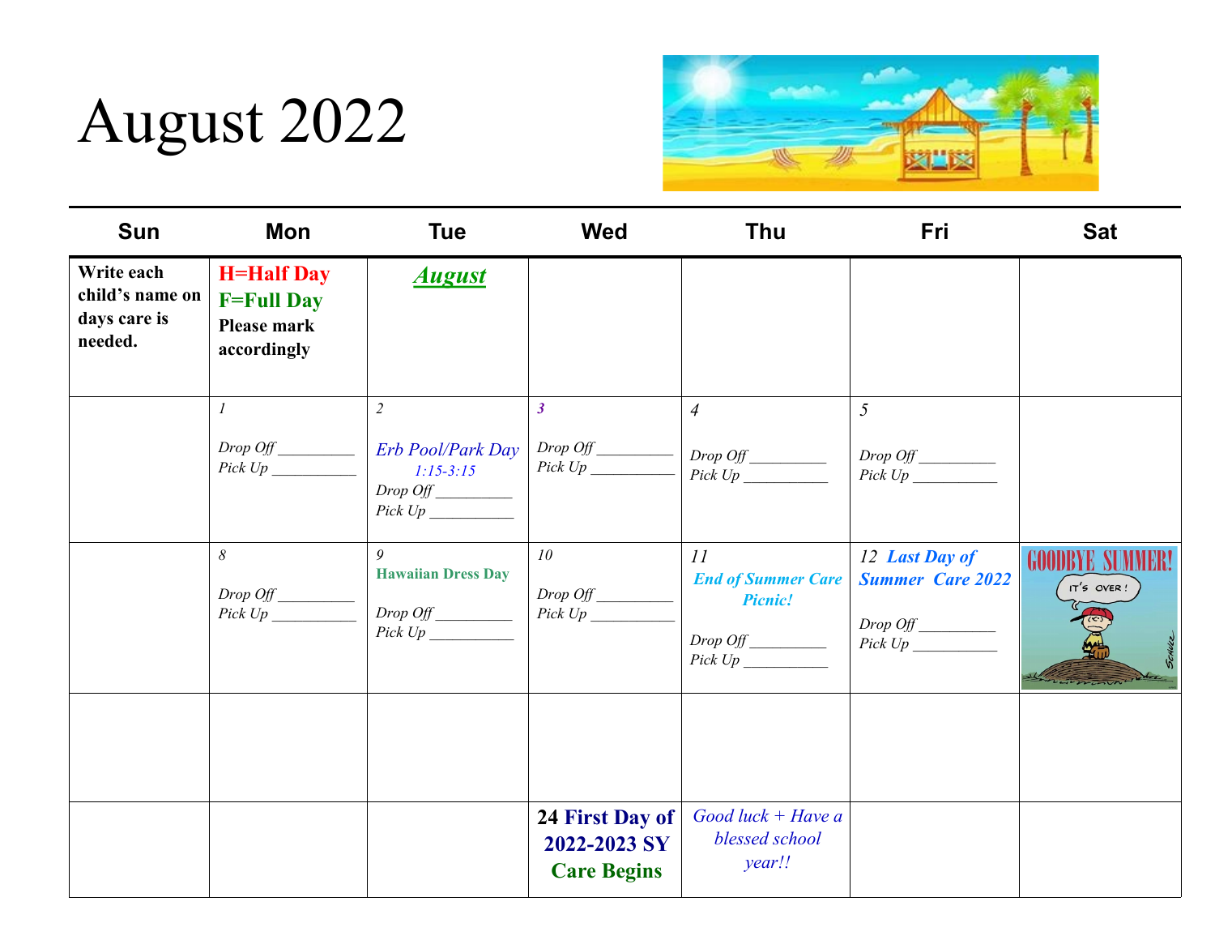# August 2022

| Sun | Mon | Tue | Wed | Thu | Fri | Sat |
|---|---|---|---|---|---|---|
| **Write each child's name on days care is needed.** | **H=Half Day**<br>**F=Full Day**<br>**Please mark accordingly** | ***August*** | | | | |
| | *1*<br>*Drop Off \_\_\_\_\_\_\_\_\_*<br>*Pick Up \_\_\_\_\_\_\_\_\_\_* | *2*<br>*Erb Pool/Park Day*<br>*1:15-3:15*<br>*Drop Off \_\_\_\_\_\_\_\_\_*<br>*Pick Up \_\_\_\_\_\_\_\_\_\_* | ***3***<br>*Drop Off \_\_\_\_\_\_\_\_\_*<br>*Pick Up \_\_\_\_\_\_\_\_\_\_* | *4*<br>*Drop Off \_\_\_\_\_\_\_\_\_*<br>*Pick Up \_\_\_\_\_\_\_\_\_\_* | *5*<br>*Drop Off \_\_\_\_\_\_\_\_\_*<br>*Pick Up \_\_\_\_\_\_\_\_\_\_* | |
| | *8*<br>*Drop Off \_\_\_\_\_\_\_\_\_*<br>*Pick Up \_\_\_\_\_\_\_\_\_\_* | *9*<br>**Hawaiian Dress Day**<br>*Drop Off \_\_\_\_\_\_\_\_\_*<br>*Pick Up \_\_\_\_\_\_\_\_\_\_* | *10*<br>*Drop Off \_\_\_\_\_\_\_\_\_*<br>*Pick Up \_\_\_\_\_\_\_\_\_\_* | *11*<br>***End of Summer Care Picnic!***<br>*Drop Off \_\_\_\_\_\_\_\_\_*<br>*Pick Up \_\_\_\_\_\_\_\_\_\_* | *12* ***Last Day of Summer Care 2022***<br>*Drop Off \_\_\_\_\_\_\_\_\_*<br>*Pick Up \_\_\_\_\_\_\_\_\_\_* | GOODBYE SUMMER! |
| | | | | | | |
| | | | **24 First Day of 2022-2023 SY Care Begins** | *Good luck + Have a blessed school year!!* | | |